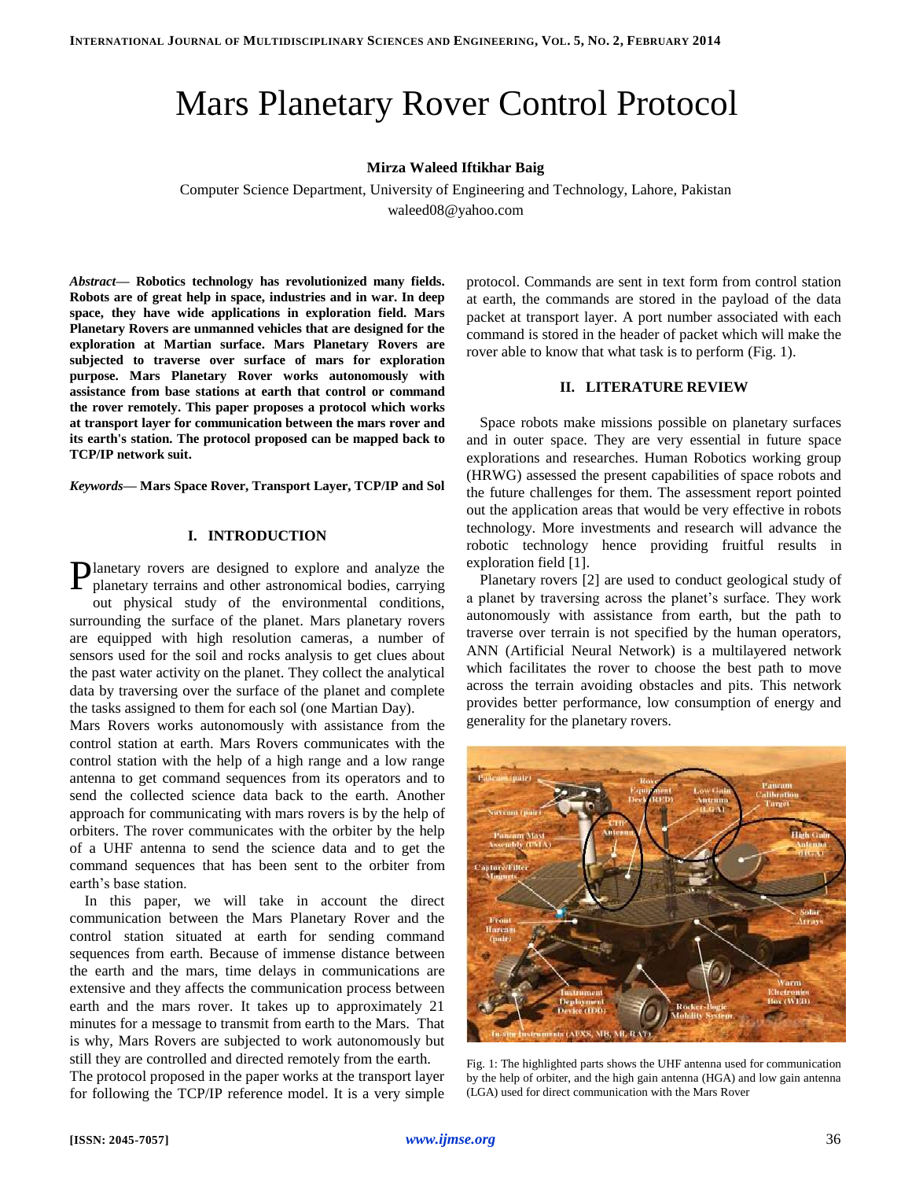# Mars Planetary Rover Control Protocol

**Mirza Waleed Iftikhar Baig**

Computer Science Department, University of Engineering and Technology, Lahore, Pakistan
waleed08@yahoo.com

***Abstract*— Robotics technology has revolutionized many fields. Robots are of great help in space, industries and in war. In deep space, they have wide applications in exploration field. Mars Planetary Rovers are unmanned vehicles that are designed for the exploration at Martian surface. Mars Planetary Rovers are subjected to traverse over surface of mars for exploration purpose. Mars Planetary Rover works autonomously with assistance from base stations at earth that control or command the rover remotely. This paper proposes a protocol which works at transport layer for communication between the mars rover and its earth's station. The protocol proposed can be mapped back to TCP/IP network suit.**

***Keywords*— Mars Space Rover, Transport Layer, TCP/IP and Sol**

## I. INTRODUCTION

Planetary rovers are designed to explore and analyze the planetary terrains and other astronomical bodies, carrying out physical study of the environmental conditions, surrounding the surface of the planet. Mars planetary rovers are equipped with high resolution cameras, a number of sensors used for the soil and rocks analysis to get clues about the past water activity on the planet. They collect the analytical data by traversing over the surface of the planet and complete the tasks assigned to them for each sol (one Martian Day).

Mars Rovers works autonomously with assistance from the control station at earth. Mars Rovers communicates with the control station with the help of a high range and a low range antenna to get command sequences from its operators and to send the collected science data back to the earth. Another approach for communicating with mars rovers is by the help of orbiters. The rover communicates with the orbiter by the help of a UHF antenna to send the science data and to get the command sequences that has been sent to the orbiter from earth's base station.

In this paper, we will take in account the direct communication between the Mars Planetary Rover and the control station situated at earth for sending command sequences from earth. Because of immense distance between the earth and the mars, time delays in communications are extensive and they affects the communication process between earth and the mars rover. It takes up to approximately 21 minutes for a message to transmit from earth to the Mars. That is why, Mars Rovers are subjected to work autonomously but still they are controlled and directed remotely from the earth.

The protocol proposed in the paper works at the transport layer for following the TCP/IP reference model. It is a very simple protocol. Commands are sent in text form from control station at earth, the commands are stored in the payload of the data packet at transport layer. A port number associated with each command is stored in the header of packet which will make the rover able to know that what task is to perform (Fig. 1).

## II. LITERATURE REVIEW

Space robots make missions possible on planetary surfaces and in outer space. They are very essential in future space explorations and researches. Human Robotics working group (HRWG) assessed the present capabilities of space robots and the future challenges for them. The assessment report pointed out the application areas that would be very effective in robots technology. More investments and research will advance the robotic technology hence providing fruitful results in exploration field [1].

Planetary rovers [2] are used to conduct geological study of a planet by traversing across the planet's surface. They work autonomously with assistance from earth, but the path to traverse over terrain is not specified by the human operators, ANN (Artificial Neural Network) is a multilayered network which facilitates the rover to choose the best path to move across the terrain avoiding obstacles and pits. This network provides better performance, low consumption of energy and generality for the planetary rovers.

Fig. 1: The highlighted parts shows the UHF antenna used for communication by the help of orbiter, and the high gain antenna (HGA) and low gain antenna (LGA) used for direct communication with the Mars Rover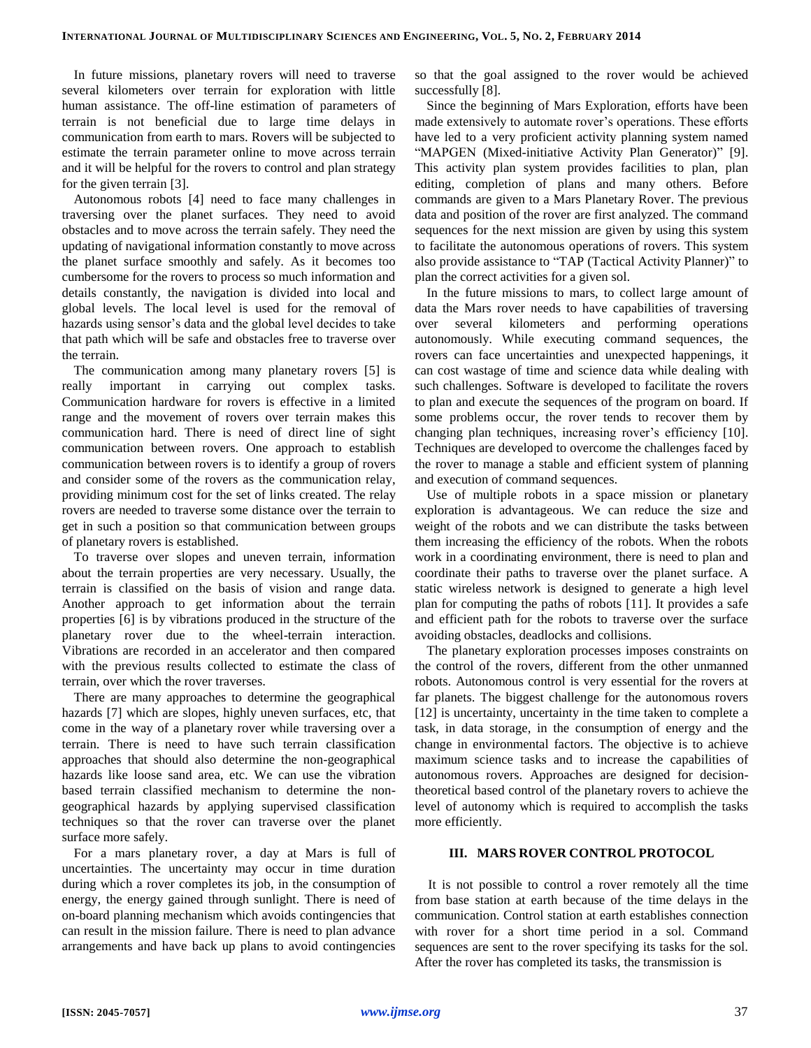In future missions, planetary rovers will need to traverse several kilometers over terrain for exploration with little human assistance. The off-line estimation of parameters of terrain is not beneficial due to large time delays in communication from earth to mars. Rovers will be subjected to estimate the terrain parameter online to move across terrain and it will be helpful for the rovers to control and plan strategy for the given terrain [3].

Autonomous robots [4] need to face many challenges in traversing over the planet surfaces. They need to avoid obstacles and to move across the terrain safely. They need the updating of navigational information constantly to move across the planet surface smoothly and safely. As it becomes too cumbersome for the rovers to process so much information and details constantly, the navigation is divided into local and global levels. The local level is used for the removal of hazards using sensor's data and the global level decides to take that path which will be safe and obstacles free to traverse over the terrain.

The communication among many planetary rovers [5] is really important in carrying out complex tasks. Communication hardware for rovers is effective in a limited range and the movement of rovers over terrain makes this communication hard. There is need of direct line of sight communication between rovers. One approach to establish communication between rovers is to identify a group of rovers and consider some of the rovers as the communication relay, providing minimum cost for the set of links created. The relay rovers are needed to traverse some distance over the terrain to get in such a position so that communication between groups of planetary rovers is established.

To traverse over slopes and uneven terrain, information about the terrain properties are very necessary. Usually, the terrain is classified on the basis of vision and range data. Another approach to get information about the terrain properties [6] is by vibrations produced in the structure of the planetary rover due to the wheel-terrain interaction. Vibrations are recorded in an accelerator and then compared with the previous results collected to estimate the class of terrain, over which the rover traverses.

There are many approaches to determine the geographical hazards [7] which are slopes, highly uneven surfaces, etc, that come in the way of a planetary rover while traversing over a terrain. There is need to have such terrain classification approaches that should also determine the non-geographical hazards like loose sand area, etc. We can use the vibration based terrain classified mechanism to determine the non-geographical hazards by applying supervised classification techniques so that the rover can traverse over the planet surface more safely.

For a mars planetary rover, a day at Mars is full of uncertainties. The uncertainty may occur in time duration during which a rover completes its job, in the consumption of energy, the energy gained through sunlight. There is need of on-board planning mechanism which avoids contingencies that can result in the mission failure. There is need to plan advance arrangements and have back up plans to avoid contingencies so that the goal assigned to the rover would be achieved successfully [8].

Since the beginning of Mars Exploration, efforts have been made extensively to automate rover's operations. These efforts have led to a very proficient activity planning system named "MAPGEN (Mixed-initiative Activity Plan Generator)" [9]. This activity plan system provides facilities to plan, plan editing, completion of plans and many others. Before commands are given to a Mars Planetary Rover. The previous data and position of the rover are first analyzed. The command sequences for the next mission are given by using this system to facilitate the autonomous operations of rovers. This system also provide assistance to "TAP (Tactical Activity Planner)" to plan the correct activities for a given sol.

In the future missions to mars, to collect large amount of data the Mars rover needs to have capabilities of traversing over several kilometers and performing operations autonomously. While executing command sequences, the rovers can face uncertainties and unexpected happenings, it can cost wastage of time and science data while dealing with such challenges. Software is developed to facilitate the rovers to plan and execute the sequences of the program on board. If some problems occur, the rover tends to recover them by changing plan techniques, increasing rover's efficiency [10]. Techniques are developed to overcome the challenges faced by the rover to manage a stable and efficient system of planning and execution of command sequences.

Use of multiple robots in a space mission or planetary exploration is advantageous. We can reduce the size and weight of the robots and we can distribute the tasks between them increasing the efficiency of the robots. When the robots work in a coordinating environment, there is need to plan and coordinate their paths to traverse over the planet surface. A static wireless network is designed to generate a high level plan for computing the paths of robots [11]. It provides a safe and efficient path for the robots to traverse over the surface avoiding obstacles, deadlocks and collisions.

The planetary exploration processes imposes constraints on the control of the rovers, different from the other unmanned robots. Autonomous control is very essential for the rovers at far planets. The biggest challenge for the autonomous rovers [12] is uncertainty, uncertainty in the time taken to complete a task, in data storage, in the consumption of energy and the change in environmental factors. The objective is to achieve maximum science tasks and to increase the capabilities of autonomous rovers. Approaches are designed for decision-theoretical based control of the planetary rovers to achieve the level of autonomy which is required to accomplish the tasks more efficiently.

## III. MARS ROVER CONTROL PROTOCOL

It is not possible to control a rover remotely all the time from base station at earth because of the time delays in the communication. Control station at earth establishes connection with rover for a short time period in a sol. Command sequences are sent to the rover specifying its tasks for the sol. After the rover has completed its tasks, the transmission is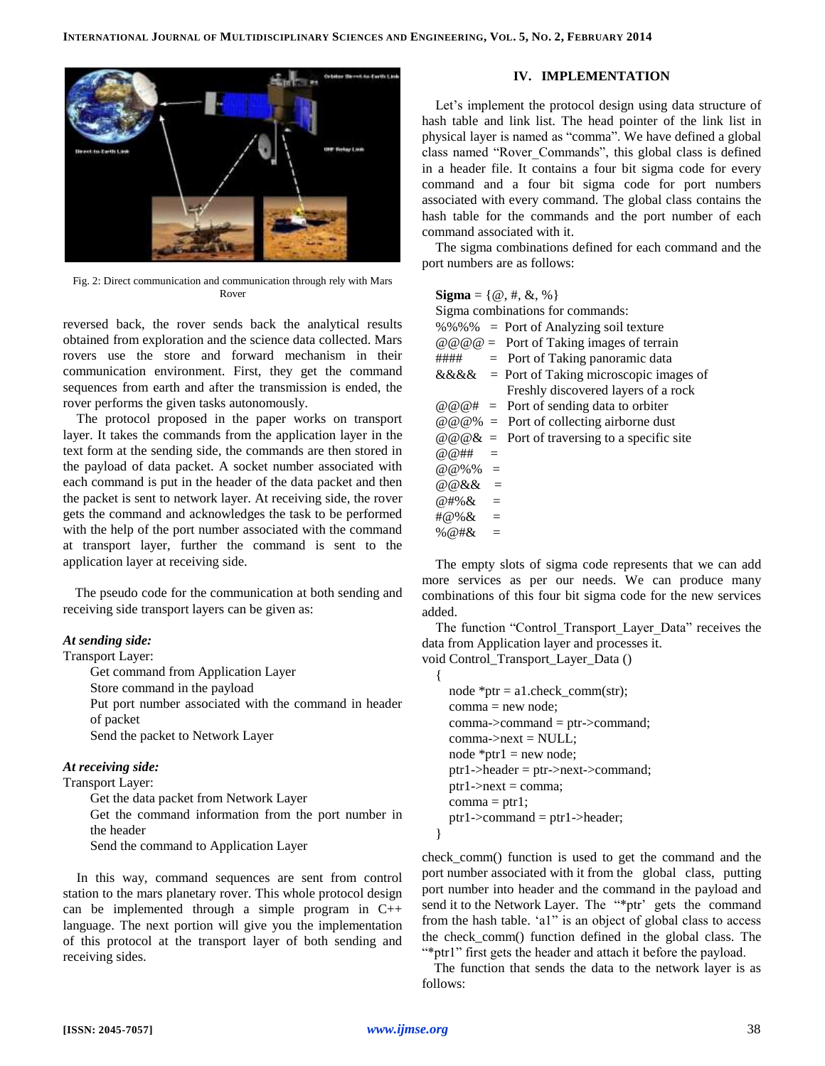Fig. 2: Direct communication and communication through rely with Mars Rover

reversed back, the rover sends back the analytical results obtained from exploration and the science data collected. Mars rovers use the store and forward mechanism in their communication environment. First, they get the command sequences from earth and after the transmission is ended, the rover performs the given tasks autonomously.

The protocol proposed in the paper works on transport layer. It takes the commands from the application layer in the text form at the sending side, the commands are then stored in the payload of data packet. A socket number associated with each command is put in the header of the data packet and then the packet is sent to network layer. At receiving side, the rover gets the command and acknowledges the task to be performed with the help of the port number associated with the command at transport layer, further the command is sent to the application layer at receiving side.

The pseudo code for the communication at both sending and receiving side transport layers can be given as:

***At sending side:***

Transport Layer:

- Get command from Application Layer
- Store command in the payload
- Put port number associated with the command in header of packet
- Send the packet to Network Layer

***At receiving side:***

Transport Layer:

- Get the data packet from Network Layer
- Get the command information from the port number in the header
- Send the command to Application Layer

In this way, command sequences are sent from control station to the mars planetary rover. This whole protocol design can be implemented through a simple program in C++ language. The next portion will give you the implementation of this protocol at the transport layer of both sending and receiving sides.

## IV. IMPLEMENTATION

Let's implement the protocol design using data structure of hash table and link list. The head pointer of the link list in physical layer is named as "comma". We have defined a global class named "Rover_Commands", this global class is defined in a header file. It contains a four bit sigma code for every command and a four bit sigma code for port numbers associated with every command. The global class contains the hash table for the commands and the port number of each command associated with it.

The sigma combinations defined for each command and the port numbers are as follows:

**Sigma** = {@, #, &, %}

Sigma combinations for commands:

%%%% = Port of Analyzing soil texture
@@@@ = Port of Taking images of terrain
#### = Port of Taking panoramic data
&&&& = Port of Taking microscopic images of Freshly discovered layers of a rock
@@@# = Port of sending data to orbiter
@@@% = Port of collecting airborne dust
@@@& = Port of traversing to a specific site
@@## =
@@%% =
@@&& =
@#%& =
#@%& =
%@#& =

The empty slots of sigma code represents that we can add more services as per our needs. We can produce many combinations of this four bit sigma code for the new services added.

The function "Control_Transport_Layer_Data" receives the data from Application layer and processes it.

```
void Control_Transport_Layer_Data ()
{
    node *ptr = a1.check_comm(str);
    comma = new node;
    comma->command = ptr->command;
    comma->next = NULL;
    node *ptr1 = new node;
    ptr1->header = ptr->next->command;
    ptr1->next = comma;
    comma = ptr1;
    ptr1->command = ptr1->header;
}
```

check_comm() function is used to get the command and the port number associated with it from the global class, putting port number into header and the command in the payload and send it to the Network Layer. The "*ptr' gets the command from the hash table. 'a1" is an object of global class to access the check_comm() function defined in the global class. The "*ptr1" first gets the header and attach it before the payload.

The function that sends the data to the network layer is as follows: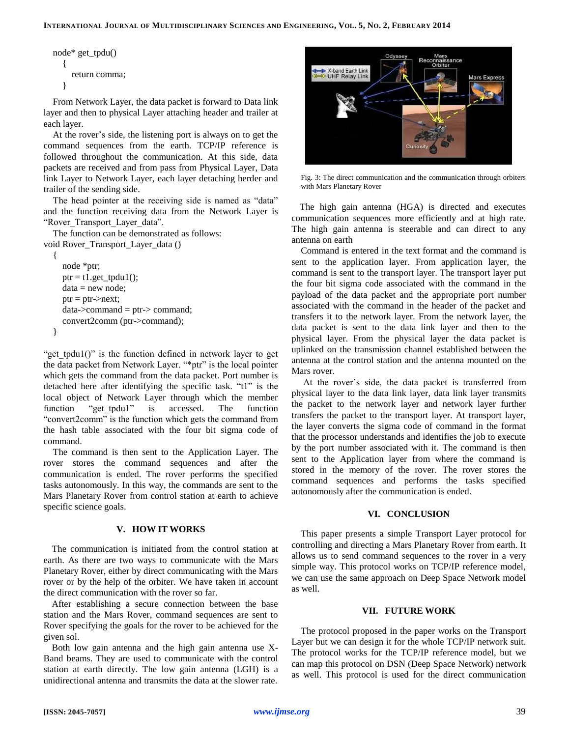```
node* get_tpdu()
   {
      return comma;
   }
```

From Network Layer, the data packet is forward to Data link layer and then to physical Layer attaching header and trailer at each layer.

At the rover's side, the listening port is always on to get the command sequences from the earth. TCP/IP reference is followed throughout the communication. At this side, data packets are received and from pass from Physical Layer, Data link Layer to Network Layer, each layer detaching herder and trailer of the sending side.

The head pointer at the receiving side is named as "data" and the function receiving data from the Network Layer is "Rover_Transport_Layer_data".

The function can be demonstrated as follows:

```
void Rover_Transport_Layer_data ()
  {
     node *ptr;
     ptr = t1.get_tpdu1();
     data = new node;
     ptr = ptr->next;
     data->command = ptr-> command;
     convert2comm (ptr->command);
  }
```

"get_tpdu1()" is the function defined in network layer to get the data packet from Network Layer. "*ptr" is the local pointer which gets the command from the data packet. Port number is detached here after identifying the specific task. "t1" is the local object of Network Layer through which the member function "get_tpdu1" is accessed. The function "convert2comm" is the function which gets the command from the hash table associated with the four bit sigma code of command.

The command is then sent to the Application Layer. The rover stores the command sequences and after the communication is ended. The rover performs the specified tasks autonomously. In this way, the commands are sent to the Mars Planetary Rover from control station at earth to achieve specific science goals.

## V. HOW IT WORKS

The communication is initiated from the control station at earth. As there are two ways to communicate with the Mars Planetary Rover, either by direct communicating with the Mars rover or by the help of the orbiter. We have taken in account the direct communication with the rover so far.

After establishing a secure connection between the base station and the Mars Rover, command sequences are sent to Rover specifying the goals for the rover to be achieved for the given sol.

Both low gain antenna and the high gain antenna use X-Band beams. They are used to communicate with the control station at earth directly. The low gain antenna (LGH) is a unidirectional antenna and transmits the data at the slower rate.

Fig. 3: The direct communication and the communication through orbiters with Mars Planetary Rover

The high gain antenna (HGA) is directed and executes communication sequences more efficiently and at high rate. The high gain antenna is steerable and can direct to any antenna on earth

Command is entered in the text format and the command is sent to the application layer. From application layer, the command is sent to the transport layer. The transport layer put the four bit sigma code associated with the command in the payload of the data packet and the appropriate port number associated with the command in the header of the packet and transfers it to the network layer. From the network layer, the data packet is sent to the data link layer and then to the physical layer. From the physical layer the data packet is uplinked on the transmission channel established between the antenna at the control station and the antenna mounted on the Mars rover.

At the rover's side, the data packet is transferred from physical layer to the data link layer, data link layer transmits the packet to the network layer and network layer further transfers the packet to the transport layer. At transport layer, the layer converts the sigma code of command in the format that the processor understands and identifies the job to execute by the port number associated with it. The command is then sent to the Application layer from where the command is stored in the memory of the rover. The rover stores the command sequences and performs the tasks specified autonomously after the communication is ended.

## VI. CONCLUSION

This paper presents a simple Transport Layer protocol for controlling and directing a Mars Planetary Rover from earth. It allows us to send command sequences to the rover in a very simple way. This protocol works on TCP/IP reference model, we can use the same approach on Deep Space Network model as well.

## VII. FUTURE WORK

The protocol proposed in the paper works on the Transport Layer but we can design it for the whole TCP/IP network suit. The protocol works for the TCP/IP reference model, but we can map this protocol on DSN (Deep Space Network) network as well. This protocol is used for the direct communication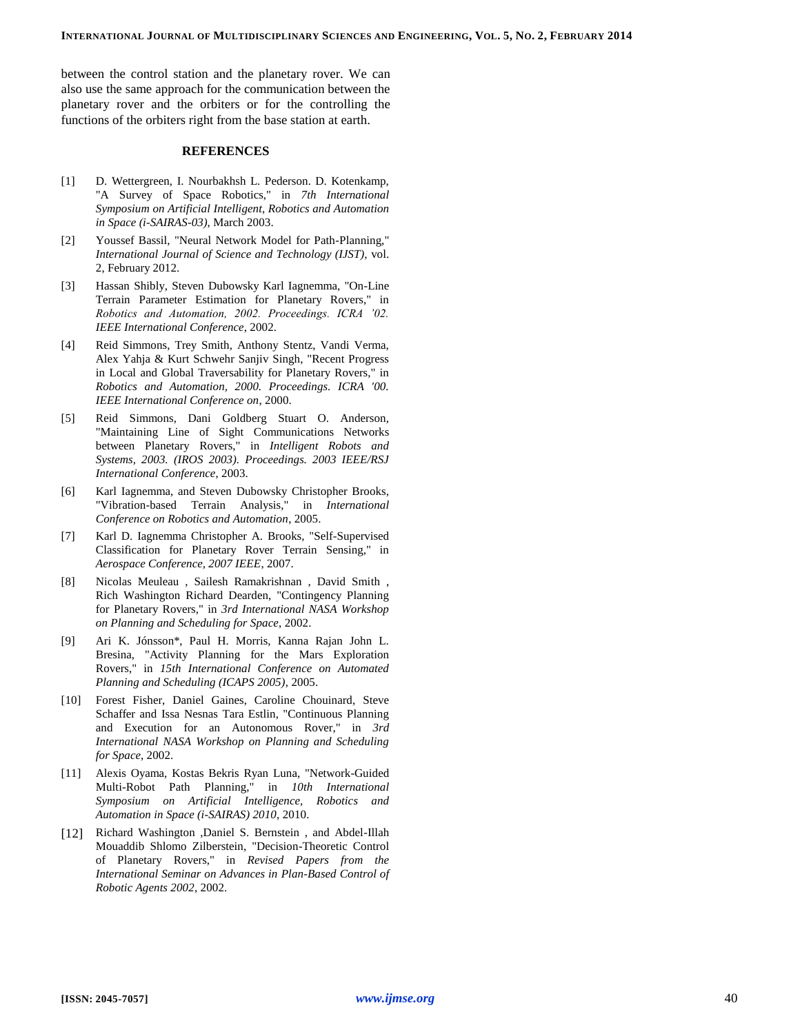between the control station and the planetary rover. We can also use the same approach for the communication between the planetary rover and the orbiters or for the controlling the functions of the orbiters right from the base station at earth.

## REFERENCES

[1] D. Wettergreen, I. Nourbakhsh L. Pederson. D. Kotenkamp, "A Survey of Space Robotics," in *7th International Symposium on Artificial Intelligent, Robotics and Automation in Space (i-SAIRAS-03),* March 2003.

[2] Youssef Bassil, "Neural Network Model for Path-Planning," *International Journal of Science and Technology (IJST),* vol. 2, February 2012.

[3] Hassan Shibly, Steven Dubowsky Karl Iagnemma, "On-Line Terrain Parameter Estimation for Planetary Rovers," in *Robotics and Automation, 2002. Proceedings. ICRA '02. IEEE International Conference*, 2002.

[4] Reid Simmons, Trey Smith, Anthony Stentz, Vandi Verma, Alex Yahja & Kurt Schwehr Sanjiv Singh, "Recent Progress in Local and Global Traversability for Planetary Rovers," in *Robotics and Automation, 2000. Proceedings. ICRA '00. IEEE International Conference on*, 2000.

[5] Reid Simmons, Dani Goldberg Stuart O. Anderson, "Maintaining Line of Sight Communications Networks between Planetary Rovers," in *Intelligent Robots and Systems, 2003. (IROS 2003). Proceedings. 2003 IEEE/RSJ International Conference*, 2003.

[6] Karl Iagnemma, and Steven Dubowsky Christopher Brooks, "Vibration-based Terrain Analysis," in *International Conference on Robotics and Automation*, 2005.

[7] Karl D. Iagnemma Christopher A. Brooks, "Self-Supervised Classification for Planetary Rover Terrain Sensing," in *Aerospace Conference, 2007 IEEE*, 2007.

[8] Nicolas Meuleau , Sailesh Ramakrishnan , David Smith , Rich Washington Richard Dearden, "Contingency Planning for Planetary Rovers," in *3rd International NASA Workshop on Planning and Scheduling for Space*, 2002.

[9] Ari K. Jónsson*, Paul H. Morris, Kanna Rajan John L. Bresina, "Activity Planning for the Mars Exploration Rovers," in *15th International Conference on Automated Planning and Scheduling (ICAPS 2005)*, 2005.

[10] Forest Fisher, Daniel Gaines, Caroline Chouinard, Steve Schaffer and Issa Nesnas Tara Estlin, "Continuous Planning and Execution for an Autonomous Rover," in *3rd International NASA Workshop on Planning and Scheduling for Space*, 2002.

[11] Alexis Oyama, Kostas Bekris Ryan Luna, "Network-Guided Multi-Robot Path Planning," in *10th International Symposium on Artificial Intelligence, Robotics and Automation in Space (i-SAIRAS) 2010*, 2010.

[12] Richard Washington ,Daniel S. Bernstein , and Abdel-Illah Mouaddib Shlomo Zilberstein, "Decision-Theoretic Control of Planetary Rovers," in *Revised Papers from the International Seminar on Advances in Plan-Based Control of Robotic Agents 2002*, 2002.